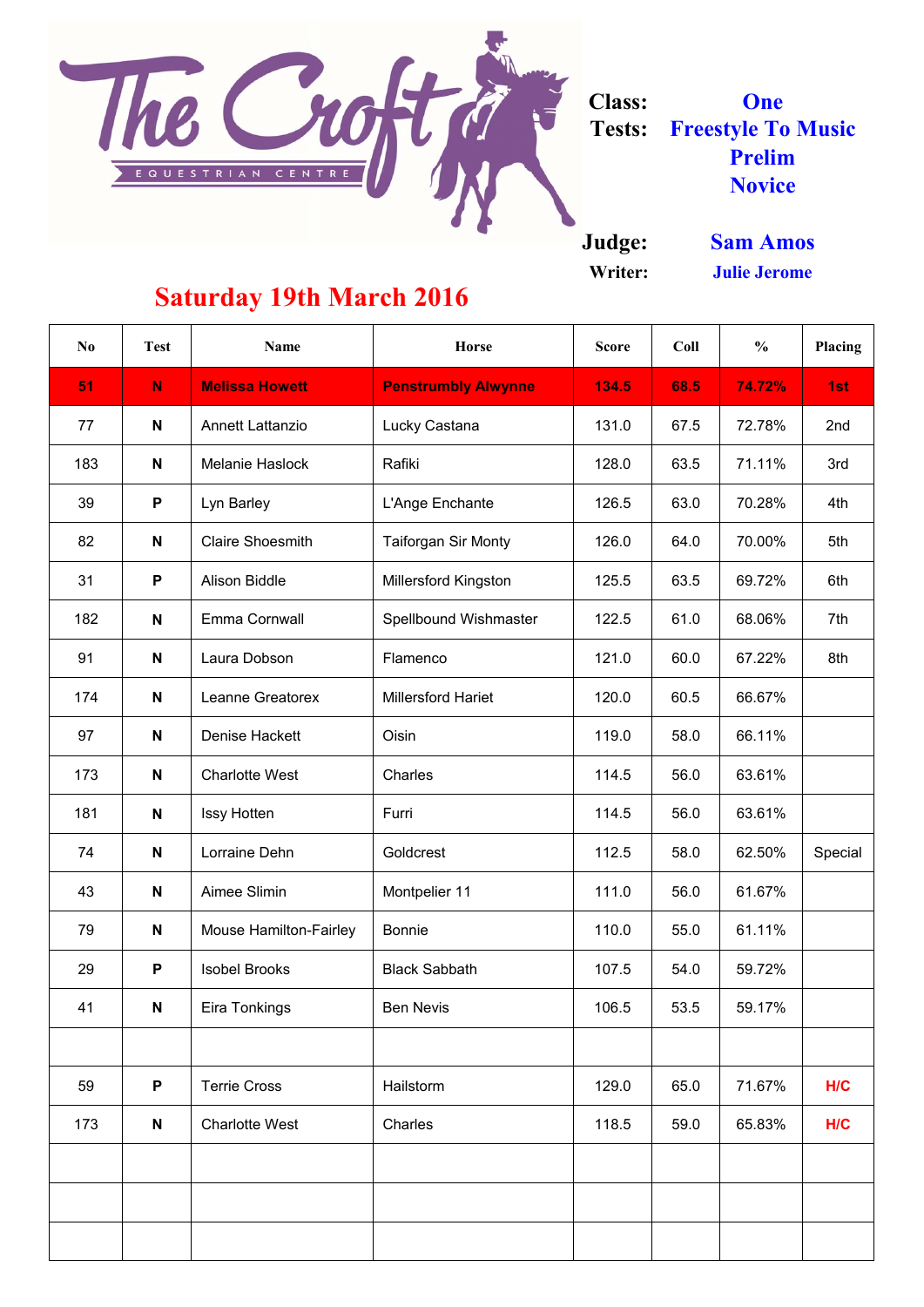# The Croft Equestrian Centre

**Class:** One

**Tests:** Freestyle To Music, Prelim, Novice

**Judge:** Sam Amos

**Writer:** Julie Jerome

## Saturday 19th March 2016

| No | Test | Name | Horse | Score | Coll | % | Placing |
|---|---|---|---|---|---|---|---|
| **51** | **N** | **Melissa Howett** | **Penstrumbly Alwynne** | **134.5** | **68.5** | **74.72%** | **1st** |
| 77 | N | Annett Lattanzio | Lucky Castana | 131.0 | 67.5 | 72.78% | 2nd |
| 183 | N | Melanie Haslock | Rafiki | 128.0 | 63.5 | 71.11% | 3rd |
| 39 | P | Lyn Barley | L'Ange Enchante | 126.5 | 63.0 | 70.28% | 4th |
| 82 | N | Claire Shoesmith | Taiforgan Sir Monty | 126.0 | 64.0 | 70.00% | 5th |
| 31 | P | Alison Biddle | Millersford Kingston | 125.5 | 63.5 | 69.72% | 6th |
| 182 | N | Emma Cornwall | Spellbound Wishmaster | 122.5 | 61.0 | 68.06% | 7th |
| 91 | N | Laura Dobson | Flamenco | 121.0 | 60.0 | 67.22% | 8th |
| 174 | N | Leanne Greatorex | Millersford Hariet | 120.0 | 60.5 | 66.67% | |
| 97 | N | Denise Hackett | Oisin | 119.0 | 58.0 | 66.11% | |
| 173 | N | Charlotte West | Charles | 114.5 | 56.0 | 63.61% | |
| 181 | N | Issy Hotten | Furri | 114.5 | 56.0 | 63.61% | |
| 74 | N | Lorraine Dehn | Goldcrest | 112.5 | 58.0 | 62.50% | Special |
| 43 | N | Aimee Slimin | Montpelier 11 | 111.0 | 56.0 | 61.67% | |
| 79 | N | Mouse Hamilton-Fairley | Bonnie | 110.0 | 55.0 | 61.11% | |
| 29 | P | Isobel Brooks | Black Sabbath | 107.5 | 54.0 | 59.72% | |
| 41 | N | Eira Tonkings | Ben Nevis | 106.5 | 53.5 | 59.17% | |
| | | | | | | | |
| 59 | P | Terrie Cross | Hailstorm | 129.0 | 65.0 | 71.67% | H/C |
| 173 | N | Charlotte West | Charles | 118.5 | 59.0 | 65.83% | H/C |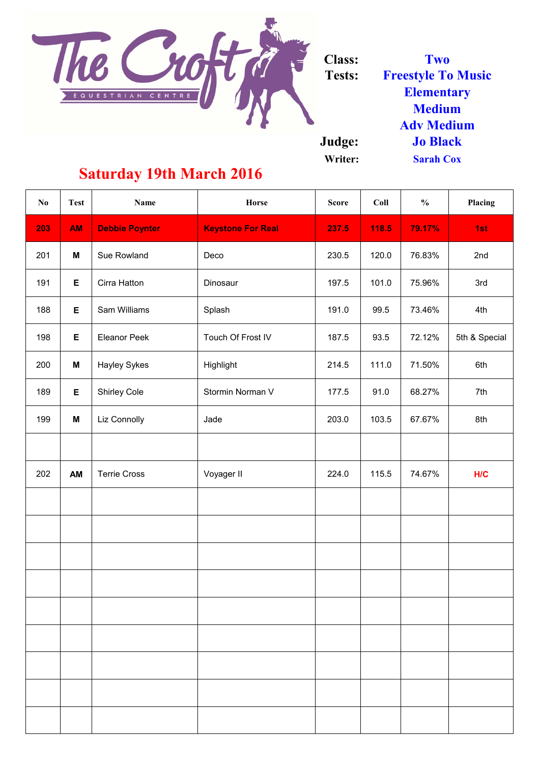The Croft EQUESTRIAN CENTRE

**Class:** Two

**Tests:** Freestyle To Music Elementary Medium Adv Medium

**Judge:** Jo Black

**Writer:** Sarah Cox

## Saturday 19th March 2016

| No | Test | Name | Horse | Score | Coll | % | Placing |
|---|---|---|---|---|---|---|---|
| 203 | AM | Debbie Poynter | Keystone For Real | 237.5 | 118.5 | 79.17% | 1st |
| 201 | M | Sue Rowland | Deco | 230.5 | 120.0 | 76.83% | 2nd |
| 191 | E | Cirra Hatton | Dinosaur | 197.5 | 101.0 | 75.96% | 3rd |
| 188 | E | Sam Williams | Splash | 191.0 | 99.5 | 73.46% | 4th |
| 198 | E | Eleanor Peek | Touch Of Frost IV | 187.5 | 93.5 | 72.12% | 5th & Special |
| 200 | M | Hayley Sykes | Highlight | 214.5 | 111.0 | 71.50% | 6th |
| 189 | E | Shirley Cole | Stormin Norman V | 177.5 | 91.0 | 68.27% | 7th |
| 199 | M | Liz Connolly | Jade | 203.0 | 103.5 | 67.67% | 8th |
| | | | | | | | |
| 202 | AM | Terrie Cross | Voyager II | 224.0 | 115.5 | 74.67% | H/C |